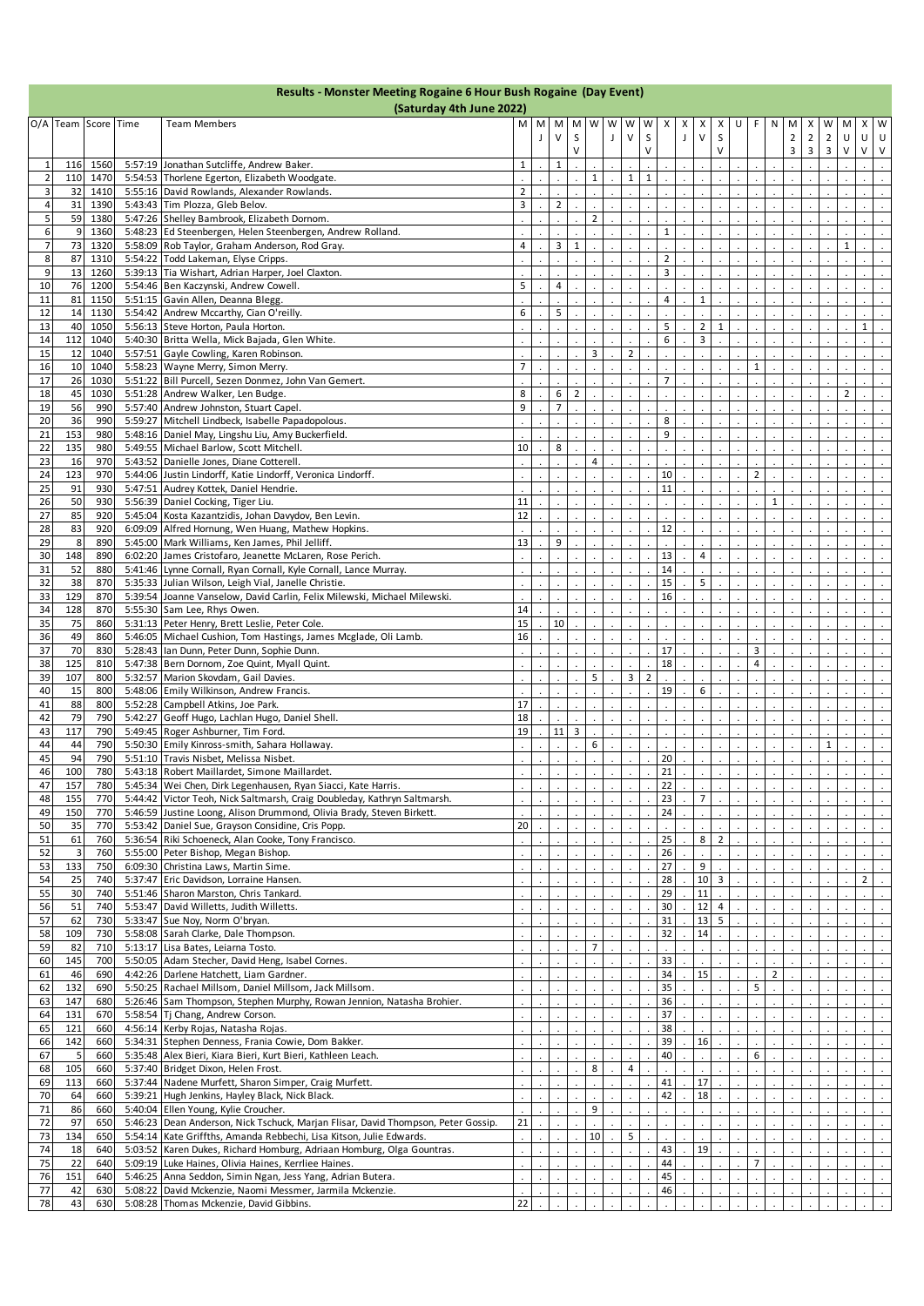# Results - Monster Meeting Rogaine 6 Hour Bush Rogaine (Day Event)

## (Saturday 4th June 2022)

| O/A | Team | Score | Time | Team Members | M | M J | M V | M S V | W | W J | W V | W S V | X | X J | X V | X S V | U | F | N | M 2 3 | X 2 3 | W 2 3 | M U V | X U V | W U V |
|---|---|---|---|---|---|---|---|---|---|---|---|---|---|---|---|---|---|---|---|---|---|---|---|---|---|
| 1 | 116 | 1560 | 5:57:19 | Jonathan Sutcliffe, Andrew Baker. | 1 | | 1 | | | | | | | | | | | | | | | | | | |
| 2 | 110 | 1470 | 5:54:53 | Thorlene Egerton, Elizabeth Woodgate. | | | | | 1 | | 1 | 1 | | | | | | | | | | | | | |
| 3 | 32 | 1410 | 5:55:16 | David Rowlands, Alexander Rowlands. | 2 | | | | | | | | | | | | | | | | | | | | |
| 4 | 31 | 1390 | 5:43:43 | Tim Plozza, Gleb Belov. | 3 | | 2 | | | | | | | | | | | | | | | | | | |
| 5 | 59 | 1380 | 5:47:26 | Shelley Bambrook, Elizabeth Dornom. | | | | | 2 | | | | | | | | | | | | | | | | |
| 6 | 9 | 1360 | 5:48:23 | Ed Steenbergen, Helen Steenbergen, Andrew Rolland. | | | | | | | | | 1 | | | | | | | | | | | | |
| 7 | 73 | 1320 | 5:58:09 | Rob Taylor, Graham Anderson, Rod Gray. | 4 | | 3 | 1 | | | | | | | | | | | | | | | 1 | | |
| 8 | 87 | 1310 | 5:54:22 | Todd Lakeman, Elyse Cripps. | | | | | | | | | 2 | | | | | | | | | | | | |
| 9 | 13 | 1260 | 5:39:13 | Tia Wishart, Adrian Harper, Joel Claxton. | | | | | | | | | 3 | | | | | | | | | | | | |
| 10 | 76 | 1200 | 5:54:46 | Ben Kaczynski, Andrew Cowell. | 5 | | 4 | | | | | | | | | | | | | | | | | | |
| 11 | 81 | 1150 | 5:51:15 | Gavin Allen, Deanna Blegg. | | | | | | | | | 4 | | 1 | | | | | | | | | | |
| 12 | 14 | 1130 | 5:54:42 | Andrew Mccarthy, Cian O'reilly. | 6 | | 5 | | | | | | | | | | | | | | | | | | |
| 13 | 40 | 1050 | 5:56:13 | Steve Horton, Paula Horton. | | | | | | | | | 5 | | 2 | 1 | | | | | | | | 1 | |
| 14 | 112 | 1040 | 5:40:30 | Britta Wella, Mick Bajada, Glen White. | | | | | | | | | 6 | | 3 | | | | | | | | | | |
| 15 | 12 | 1040 | 5:57:51 | Gayle Cowling, Karen Robinson. | | | | | 3 | | 2 | | | | | | | | | | | | | | |
| 16 | 10 | 1040 | 5:58:23 | Wayne Merry, Simon Merry. | 7 | | | | | | | | | | | | | 1 | | | | | | | |
| 17 | 26 | 1030 | 5:51:22 | Bill Purcell, Sezen Donmez, John Van Gemert. | | | | | | | | | 7 | | | | | | | | | | | | |
| 18 | 45 | 1030 | 5:51:28 | Andrew Walker, Len Budge. | 8 | | 6 | 2 | | | | | | | | | | | | | | | 2 | | |
| 19 | 56 | 990 | 5:57:40 | Andrew Johnston, Stuart Capel. | 9 | | 7 | | | | | | | | | | | | | | | | | | |
| 20 | 36 | 990 | 5:59:27 | Mitchell Lindbeck, Isabelle Papadopolous. | | | | | | | | | 8 | | | | | | | | | | | | |
| 21 | 153 | 980 | 5:48:16 | Daniel May, Lingshu Liu, Amy Buckerfield. | | | | | | | | | 9 | | | | | | | | | | | | |
| 22 | 135 | 980 | 5:49:55 | Michael Barlow, Scott Mitchell. | 10 | | 8 | | | | | | | | | | | | | | | | | | |
| 23 | 16 | 970 | 5:43:52 | Danielle Jones, Diane Cotterell. | | | | | 4 | | | | | | | | | | | | | | | | |
| 24 | 123 | 970 | 5:44:06 | Justin Lindorff, Katie Lindorff, Veronica Lindorff. | | | | | | | | | 10 | | | | | 2 | | | | | | | |
| 25 | 91 | 930 | 5:47:51 | Audrey Kottek, Daniel Hendrie. | | | | | | | | | 11 | | | | | | | | | | | | |
| 26 | 50 | 930 | 5:56:39 | Daniel Cocking, Tiger Liu. | 11 | | | | | | | | | | | | | | 1 | | | | | | |
| 27 | 85 | 920 | 5:45:04 | Kosta Kazantzidis, Jonah Davydov, Ben Levin. | 12 | | | | | | | | | | | | | | | | | | | | |
| 28 | 83 | 920 | 6:09:09 | Alfred Hornung, Wen Huang, Mathew Hopkins. | | | | | | | | | 12 | | | | | | | | | | | | |
| 29 | 8 | 890 | 5:45:00 | Mark Williams, Ken James, Phil Jelliff. | 13 | | 9 | | | | | | | | | | | | | | | | | | |
| 30 | 148 | 890 | 6:02:20 | James Cristofaro, Jeanette McLaren, Rose Perich. | | | | | | | | | 13 | | 4 | | | | | | | | | | |
| 31 | 52 | 880 | 5:41:46 | Lynne Cornall, Ryan Cornall, Kyle Cornall, Lance Murray. | | | | | | | | | 14 | | | | | | | | | | | | |
| 32 | 38 | 870 | 5:35:33 | Julian Wilson, Leigh Vial, Janelle Christie. | | | | | | | | | 15 | | 5 | | | | | | | | | | |
| 33 | 129 | 870 | 5:39:54 | Joanne Vanselow, David Carlin, Felix Milewski, Michael Milewski. | | | | | | | | | 16 | | | | | | | | | | | | |
| 34 | 128 | 870 | 5:55:30 | Sam Lee, Rhys Owen. | 14 | | | | | | | | | | | | | | | | | | | | |
| 35 | 75 | 860 | 5:31:13 | Peter Henry, Brett Leslie, Peter Cole. | 15 | | 10 | | | | | | | | | | | | | | | | | | |
| 36 | 49 | 860 | 5:46:05 | Michael Cushion, Tom Hastings, James Mcglade, Oli Lamb. | 16 | | | | | | | | | | | | | | | | | | | | |
| 37 | 70 | 830 | 5:28:43 | Ian Dunn, Peter Dunn, Sophie Dunn. | | | | | | | | | 17 | | | | | 3 | | | | | | | |
| 38 | 125 | 810 | 5:47:38 | Bern Dornom, Zoe Quint, Myall Quint. | | | | | | | | | 18 | | | | | 4 | | | | | | | |
| 39 | 107 | 800 | 5:32:57 | Marion Skovdam, Gail Davies. | | | | | 5 | | 3 | 2 | | | | | | | | | | | | | |
| 40 | 15 | 800 | 5:48:06 | Emily Wilkinson, Andrew Francis. | | | | | | | | | 19 | | 6 | | | | | | | | | | |
| 41 | 88 | 800 | 5:52:28 | Campbell Atkins, Joe Park. | 17 | | | | | | | | | | | | | | | | | | | | |
| 42 | 79 | 790 | 5:42:27 | Geoff Hugo, Lachlan Hugo, Daniel Shell. | 18 | | | | | | | | | | | | | | | | | | | | |
| 43 | 117 | 790 | 5:49:45 | Roger Ashburner, Tim Ford. | 19 | | 11 | 3 | | | | | | | | | | | | | | | | | |
| 44 | 44 | 790 | 5:50:30 | Emily Kinross-smith, Sahara Hollaway. | | | | | 6 | | | | | | | | | | | | | 1 | | | |
| 45 | 94 | 790 | 5:51:10 | Travis Nisbet, Melissa Nisbet. | | | | | | | | | 20 | | | | | | | | | | | | |
| 46 | 100 | 780 | 5:43:18 | Robert Maillardet, Simone Maillardet. | | | | | | | | | 21 | | | | | | | | | | | | |
| 47 | 157 | 780 | 5:45:34 | Wei Chen, Dirk Legenhausen, Ryan Siacci, Kate Harris. | | | | | | | | | 22 | | | | | | | | | | | | |
| 48 | 155 | 770 | 5:44:42 | Victor Teoh, Nick Saltmarsh, Craig Doubleday, Kathryn Saltmarsh. | | | | | | | | | 23 | | 7 | | | | | | | | | | |
| 49 | 150 | 770 | 5:46:59 | Justine Looney, Alison Drummond, Olivia Brady, Steven Birkett. | | | | | | | | | 24 | | | | | | | | | | | | |
| 50 | 35 | 770 | 5:53:42 | Daniel Sue, Grayson Considine, Cris Popp. | 20 | | | | | | | | | | | | | | | | | | | | |
| 51 | 61 | 760 | 5:36:54 | Riki Schoeneck, Alan Cooke, Tony Francisco. | | | | | | | | | 25 | | 8 | 2 | | | | | | | | | |
| 52 | 3 | 760 | 5:55:00 | Peter Bishop, Megan Bishop. | | | | | | | | | 26 | | | | | | | | | | | | |
| 53 | 133 | 750 | 6:09:30 | Christina Laws, Martin Sime. | | | | | | | | | 27 | | 9 | | | | | | | | | | |
| 54 | 25 | 740 | 5:37:47 | Eric Davidson, Lorraine Hansen. | | | | | | | | | 28 | | 10 | 3 | | | | | | | | 2 | |
| 55 | 30 | 740 | 5:51:46 | Sharon Marston, Chris Tankard. | | | | | | | | | 29 | | 11 | | | | | | | | | | |
| 56 | 51 | 740 | 5:53:47 | David Willetts, Judith Willetts. | | | | | | | | | 30 | | 12 | 4 | | | | | | | | | |
| 57 | 62 | 730 | 5:33:47 | Sue Noy, Norm O'bryan. | | | | | | | | | 31 | | 13 | 5 | | | | | | | | | |
| 58 | 109 | 730 | 5:58:08 | Sarah Clarke, Dale Thompson. | | | | | | | | | 32 | | 14 | | | | | | | | | | |
| 59 | 82 | 710 | 5:13:17 | Lisa Bates, Leiarna Tosto. | | | | | 7 | | | | | | | | | | | | | | | | |
| 60 | 145 | 700 | 5:50:05 | Adam Stecher, David Heng, Isabel Cornes. | | | | | | | | | 33 | | | | | | | | | | | | |
| 61 | 46 | 690 | 4:42:26 | Darlene Hatchett, Liam Gardner. | | | | | | | | | 34 | | 15 | | | | 2 | | | | | | |
| 62 | 132 | 690 | 5:50:25 | Rachael Millsom, Daniel Millsom, Jack Millsom. | | | | | | | | | 35 | | | | | 5 | | | | | | | |
| 63 | 147 | 680 | 5:26:46 | Sam Thompson, Stephen Murphy, Rowan Jennion, Natasha Brohier. | | | | | | | | | 36 | | | | | | | | | | | | |
| 64 | 131 | 670 | 5:58:54 | Tj Chang, Andrew Corson. | | | | | | | | | 37 | | | | | | | | | | | | |
| 65 | 121 | 660 | 4:56:14 | Kerby Rojas, Natasha Rojas. | | | | | | | | | 38 | | | | | | | | | | | | |
| 66 | 142 | 660 | 5:34:31 | Stephen Denness, Frania Cowie, Dom Bakker. | | | | | | | | | 39 | | 16 | | | | | | | | | | |
| 67 | 5 | 660 | 5:35:48 | Alex Bieri, Kiara Bieri, Kurt Bieri, Kathleen Leach. | | | | | | | | | 40 | | | | | 6 | | | | | | | |
| 68 | 105 | 660 | 5:37:40 | Bridget Dixon, Helen Frost. | | | | | 8 | | 4 | | | | | | | | | | | | | | |
| 69 | 113 | 660 | 5:37:44 | Nadene Murfett, Sharon Simper, Craig Murfett. | | | | | | | | | 41 | | 17 | | | | | | | | | | |
| 70 | 64 | 660 | 5:39:21 | Hugh Jenkins, Hayley Black, Nick Black. | | | | | | | | | 42 | | 18 | | | | | | | | | | |
| 71 | 86 | 660 | 5:40:04 | Ellen Young, Kylie Croucher. | | | | | 9 | | | | | | | | | | | | | | | | |
| 72 | 97 | 650 | 5:46:23 | Dean Anderson, Nick Tschuck, Marjan Flisar, David Thompson, Peter Gossip. | 21 | | | | | | | | | | | | | | | | | | | | |
| 73 | 134 | 650 | 5:54:14 | Kate Griffths, Amanda Rebbechi, Lisa Kitson, Julie Edwards. | | | | | 10 | | 5 | | | | | | | | | | | | | | |
| 74 | 18 | 640 | 5:03:52 | Karen Dukes, Richard Homburg, Adriaan Homburg, Olga Gountras. | | | | | | | | | 43 | | 19 | | | | | | | | | | |
| 75 | 22 | 640 | 5:09:19 | Luke Haines, Olivia Haines, Kerrliee Haines. | | | | | | | | | 44 | | | | | 7 | | | | | | | |
| 76 | 151 | 640 | 5:46:25 | Anna Seddon, Simin Ngan, Jess Yang, Adrian Butera. | | | | | | | | | 45 | | | | | | | | | | | | |
| 77 | 42 | 630 | 5:08:22 | David Mckenzie, Naomi Messmer, Jarmila Mckenzie. | | | | | | | | | 46 | | | | | | | | | | | | |
| 78 | 43 | 630 | 5:08:28 | Thomas Mckenzie, David Gibbins. | 22 | | | | | | | | | | | | | | | | | | | | |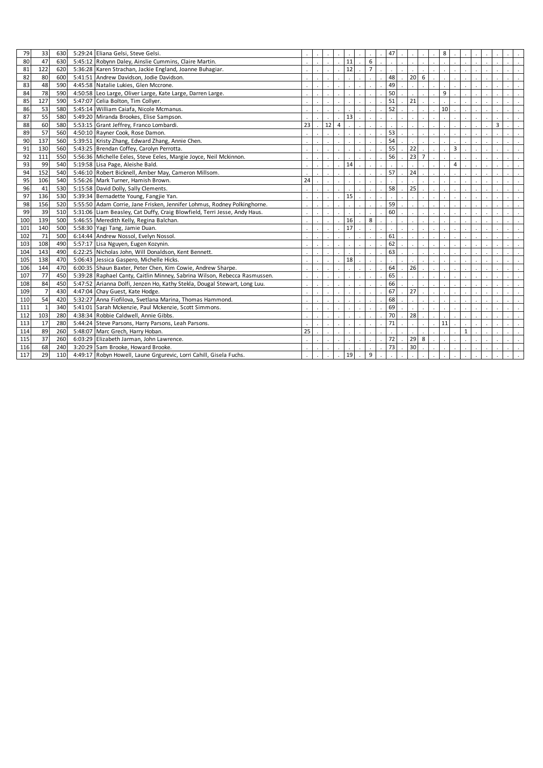| | | | | | | | | | | | | | | | | | | | | | | | | | |
|---|---|---|---|---|---|---|---|---|---|---|---|---|---|---|---|---|---|---|---|---|---|---|---|---|---|
| 79 | 33 | 630 | 5:29:24 | Eliana Gelsi, Steve Gelsi. | . | . | . | . | . | . | . | . | 47 | . | . | . | . | 8 | . | . | . | . | . | . | . |
| 80 | 47 | 630 | 5:45:12 | Robynn Daley, Ainslie Cummins, Claire Martin. | . | . | . | . | 11 | . | 6 | . | . | . | . | . | . | . | . | . | . | . | . | . | . |
| 81 | 122 | 620 | 5:36:28 | Karen Strachan, Jackie England, Joanne Buhagiar. | . | . | . | . | 12 | . | 7 | . | . | . | . | . | . | . | . | . | . | . | . | . | . |
| 82 | 80 | 600 | 5:41:51 | Andrew Davidson, Jodie Davidson. | . | . | . | . | . | . | . | . | 48 | . | 20 | 6 | . | . | . | . | . | . | . | . | . |
| 83 | 48 | 590 | 4:45:58 | Natalie Lukies, Glen Mccrone. | . | . | . | . | . | . | . | . | 49 | . | . | . | . | . | . | . | . | . | . | . | . |
| 84 | 78 | 590 | 4:50:58 | Leo Large, Oliver Large, Kate Large, Darren Large. | . | . | . | . | . | . | . | . | 50 | . | . | . | . | 9 | . | . | . | . | . | . | . |
| 85 | 127 | 590 | 5:47:07 | Celia Bolton, Tim Collyer. | . | . | . | . | . | . | . | . | 51 | . | 21 | . | . | . | . | . | . | . | . | . | . |
| 86 | 53 | 580 | 5:45:14 | William Caiafa, Nicole Mcmanus. | . | . | . | . | . | . | . | . | 52 | . | . | . | . | 10 | . | . | . | . | . | . | . |
| 87 | 55 | 580 | 5:49:20 | Miranda Brookes, Elise Sampson. | . | . | . | . | 13 | . | . | . | . | . | . | . | . | . | . | . | . | . | . | . | . |
| 88 | 60 | 580 | 5:53:15 | Grant Jeffrey, Franco Lombardi. | 23 | . | 12 | 4 | . | . | . | . | . | . | . | . | . | . | . | . | . | . | 3 | . | . |
| 89 | 57 | 560 | 4:50:10 | Rayner Cook, Rose Damon. | . | . | . | . | . | . | . | . | 53 | . | . | . | . | . | . | . | . | . | . | . | . |
| 90 | 137 | 560 | 5:39:51 | Kristy Zhang, Edward Zhang, Annie Chen. | . | . | . | . | . | . | . | . | 54 | . | . | . | . | . | . | . | . | . | . | . | . |
| 91 | 130 | 560 | 5:43:25 | Brendan Coffey, Carolyn Perrotta. | . | . | . | . | . | . | . | . | 55 | . | 22 | . | . | . | 3 | . | . | . | . | . | . |
| 92 | 111 | 550 | 5:56:36 | Michelle Eeles, Steve Eeles, Margie Joyce, Neil Mckinnon. | . | . | . | . | . | . | . | . | 56 | . | 23 | 7 | . | . | . | . | . | . | . | . | . |
| 93 | 99 | 540 | 5:19:58 | Lisa Page, Aleishe Bald. | . | . | . | . | 14 | . | . | . | . | . | . | . | . | . | 4 | . | . | . | . | . | . |
| 94 | 152 | 540 | 5:46:10 | Robert Bicknell, Amber May, Cameron Millsom. | . | . | . | . | . | . | . | . | 57 | . | 24 | . | . | . | . | . | . | . | . | . | . |
| 95 | 106 | 540 | 5:56:26 | Mark Turner, Hamish Brown. | 24 | . | . | . | . | . | . | . | . | . | . | . | . | . | . | . | . | . | . | . | . |
| 96 | 41 | 530 | 5:15:58 | David Dolly, Sally Clements. | . | . | . | . | . | . | . | . | 58 | . | 25 | . | . | . | . | . | . | . | . | . | . |
| 97 | 136 | 530 | 5:39:34 | Bernadette Young, Fangjie Yan. | . | . | . | . | 15 | . | . | . | . | . | . | . | . | . | . | . | . | . | . | . | . |
| 98 | 156 | 520 | 5:55:50 | Adam Corrie, Jane Frisken, Jennifer Lohmus, Rodney Polkinghorne. | . | . | . | . | . | . | . | . | 59 | . | . | . | . | . | . | . | . | . | . | . | . |
| 99 | 39 | 510 | 5:31:06 | Liam Beasley, Cat Duffy, Craig Blowfield, Terri Jesse, Andy Haus. | . | . | . | . | . | . | . | . | 60 | . | . | . | . | . | . | . | . | . | . | . | . |
| 100 | 139 | 500 | 5:46:55 | Meredith Kelly, Regina Balchan. | . | . | . | . | 16 | . | 8 | . | . | . | . | . | . | . | . | . | . | . | . | . | . |
| 101 | 140 | 500 | 5:58:30 | Yagi Tang, Jamie Duan. | . | . | . | . | 17 | . | . | . | . | . | . | . | . | . | . | . | . | . | . | . | . |
| 102 | 71 | 500 | 6:14:44 | Andrew Nossol, Evelyn Nossol. | . | . | . | . | . | . | . | . | 61 | . | . | . | . | . | . | . | . | . | . | . | . |
| 103 | 108 | 490 | 5:57:17 | Lisa Nguyen, Eugen Kozynin. | . | . | . | . | . | . | . | . | 62 | . | . | . | . | . | . | . | . | . | . | . | . |
| 104 | 143 | 490 | 6:22:25 | Nicholas John, Will Donaldson, Kent Bennett. | . | . | . | . | . | . | . | . | 63 | . | . | . | . | . | . | . | . | . | . | . | . |
| 105 | 138 | 470 | 5:06:43 | Jessica Gaspero, Michelle Hicks. | . | . | . | . | 18 | . | . | . | . | . | . | . | . | . | . | . | . | . | . | . | . |
| 106 | 144 | 470 | 6:00:35 | Shaun Baxter, Peter Chen, Kim Cowie, Andrew Sharpe. | . | . | . | . | . | . | . | . | 64 | . | 26 | . | . | . | . | . | . | . | . | . | . |
| 107 | 77 | 450 | 5:39:28 | Raphael Canty, Caitlin Minney, Sabrina Wilson, Rebecca Rasmussen. | . | . | . | . | . | . | . | . | 65 | . | . | . | . | . | . | . | . | . | . | . | . |
| 108 | 84 | 450 | 5:47:52 | Arianna Dolfi, Jenzen Ho, Kathy Stekla, Dougal Stewart, Long Luu. | . | . | . | . | . | . | . | . | 66 | . | . | . | . | . | . | . | . | . | . | . | . |
| 109 | 7 | 430 | 4:47:04 | Chay Guest, Kate Hodge. | . | . | . | . | . | . | . | . | 67 | . | 27 | . | . | . | . | . | . | . | . | . | . |
| 110 | 54 | 420 | 5:32:27 | Anna Fiofilova, Svetlana Marina, Thomas Hammond. | . | . | . | . | . | . | . | . | 68 | . | . | . | . | . | . | . | . | . | . | . | . |
| 111 | 1 | 340 | 5:41:01 | Sarah Mckenzie, Paul Mckenzie, Scott Simmons. | . | . | . | . | . | . | . | . | 69 | . | . | . | . | . | . | . | . | . | . | . | . |
| 112 | 103 | 280 | 4:38:34 | Robbie Caldwell, Annie Gibbs. | . | . | . | . | . | . | . | . | 70 | . | 28 | . | . | . | . | . | . | . | . | . | . |
| 113 | 17 | 280 | 5:44:24 | Steve Parsons, Harry Parsons, Leah Parsons. | . | . | . | . | . | . | . | . | 71 | . | . | . | . | 11 | . | . | . | . | . | . | . |
| 114 | 89 | 260 | 5:48:07 | Marc Grech, Harry Hoban. | 25 | . | . | . | . | . | . | . | . | . | . | . | . | . | . | 1 | . | . | . | . | . |
| 115 | 37 | 260 | 6:03:29 | Elizabeth Jarman, John Lawrence. | . | . | . | . | . | . | . | . | 72 | . | 29 | 8 | . | . | . | . | . | . | . | . | . |
| 116 | 68 | 240 | 3:20:29 | Sam Brooke, Howard Brooke. | . | . | . | . | . | . | . | . | 73 | . | 30 | . | . | . | . | . | . | . | . | . | . |
| 117 | 29 | 110 | 4:49:17 | Robyn Howell, Laune Grgurevic, Lorri Cahill, Gisela Fuchs. | . | . | . | . | 19 | . | 9 | . | . | . | . | . | . | . | . | . | . | . | . | . | . |